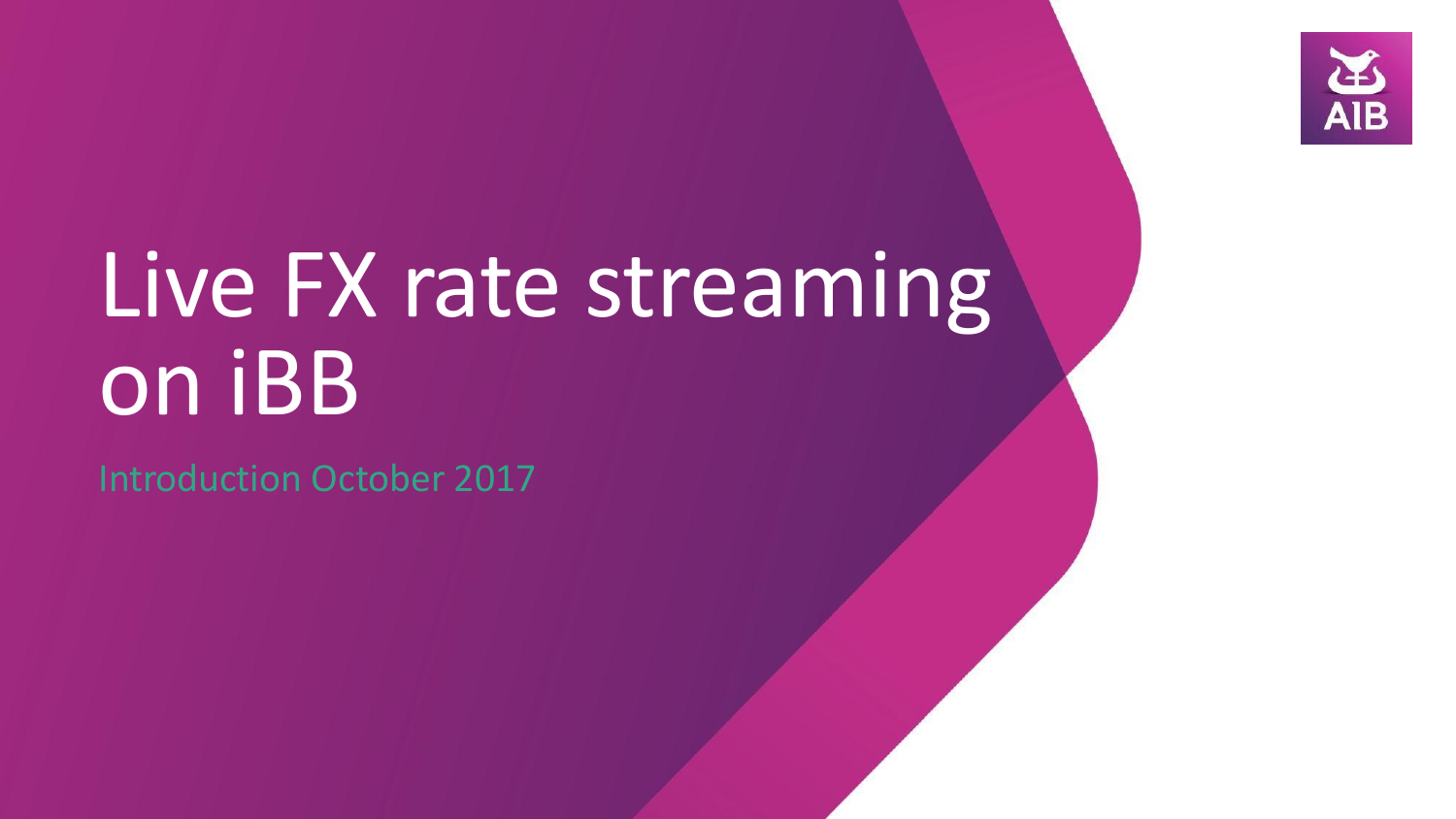# Live FX rate streaming on iBB

Introduction October 2017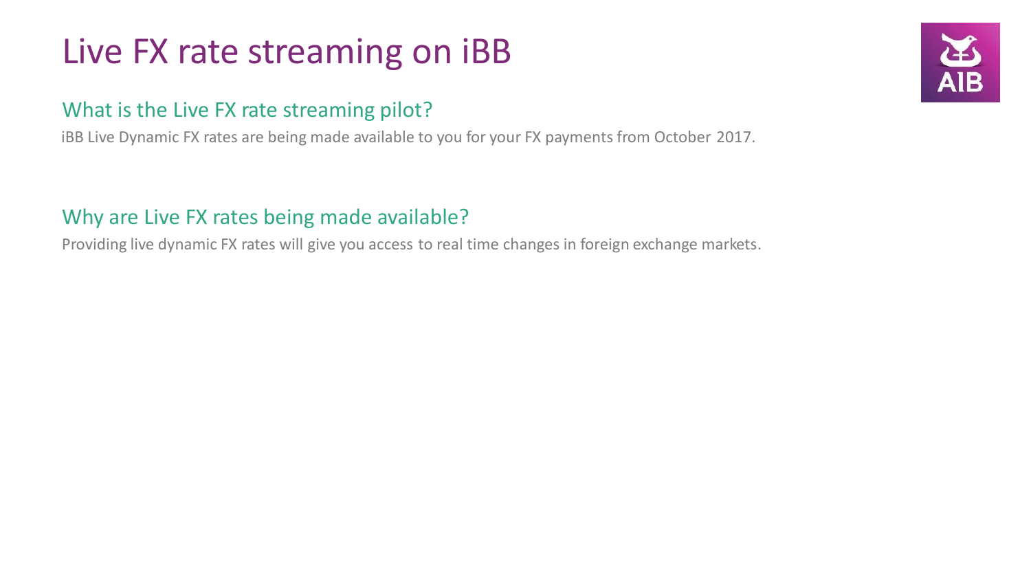# Live FX rate streaming on iBB

## What is the Live FX rate streaming pilot?

iBB Live Dynamic FX rates are being made available to you for your FX payments from October 2017.

## Why are Live FX rates being made available?

Providing live dynamic FX rates will give you access to real time changes in foreign exchange markets.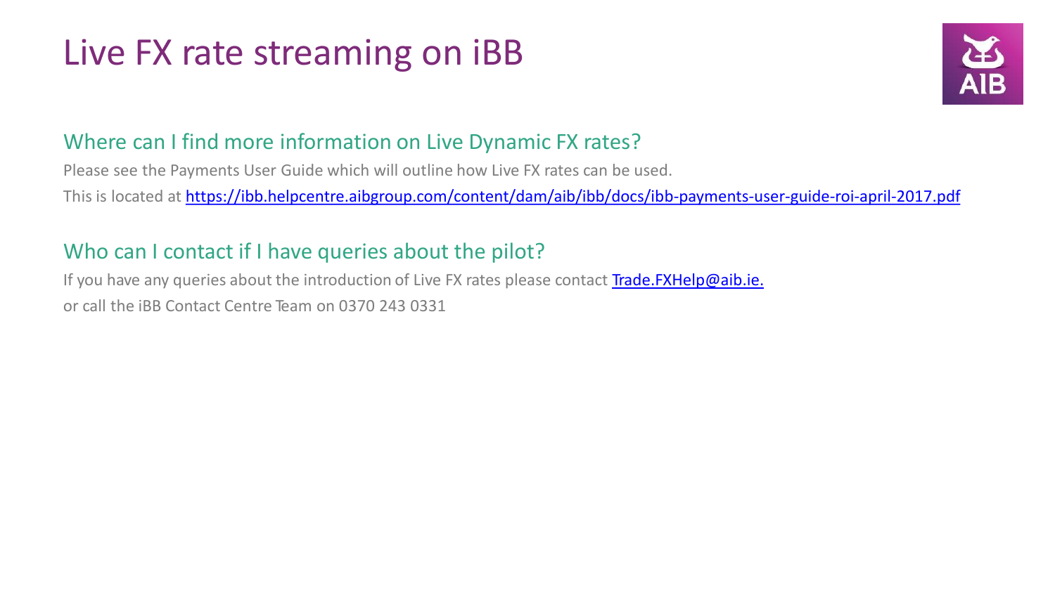# Live FX rate streaming on iBB

## Where can I find more information on Live Dynamic FX rates?

Please see the Payments User Guide which will outline how Live FX rates can be used.

This is located at https://ibb.helpcentre.aibgroup.com/content/dam/aib/ibb/docs/ibb-payments-user-guide-roi-april-2017.pdf

## Who can I contact if I have queries about the pilot?

If you have any queries about the introduction of Live FX rates please contact Trade.FXHelp@aib.ie.

or call the iBB Contact Centre Team on 0370 243 0331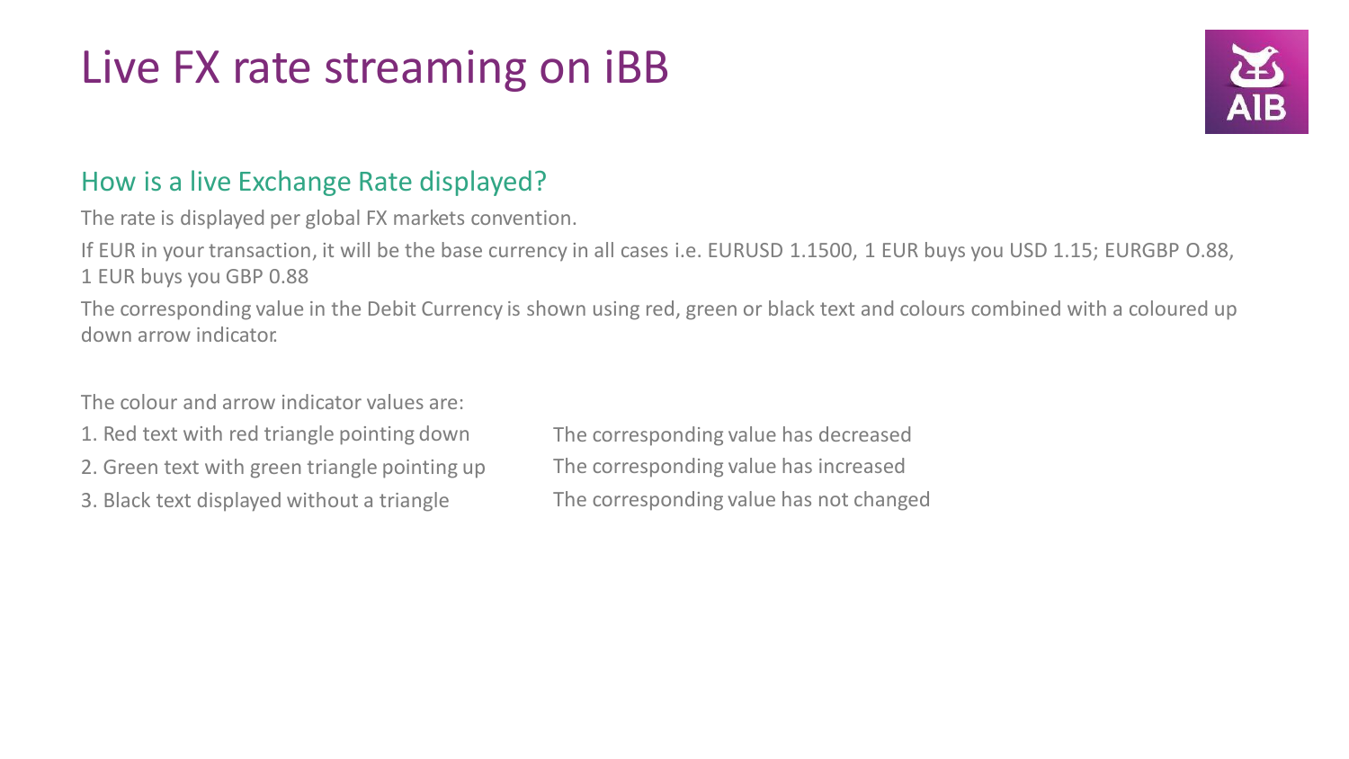# Live FX rate streaming on iBB

## How is a live Exchange Rate displayed?

The rate is displayed per global FX markets convention.

If EUR in your transaction, it will be the base currency in all cases i.e. EURUSD 1.1500, 1 EUR buys you USD 1.15; EURGBP O.88, 1 EUR buys you GBP 0.88

The corresponding value in the Debit Currency is shown using red, green or black text and colours combined with a coloured up down arrow indicator.

The colour and arrow indicator values are:

| | |
|---|---|
| 1. Red text with red triangle pointing down | The corresponding value has decreased |
| 2. Green text with green triangle pointing up | The corresponding value has increased |
| 3. Black text displayed without a triangle | The corresponding value has not changed |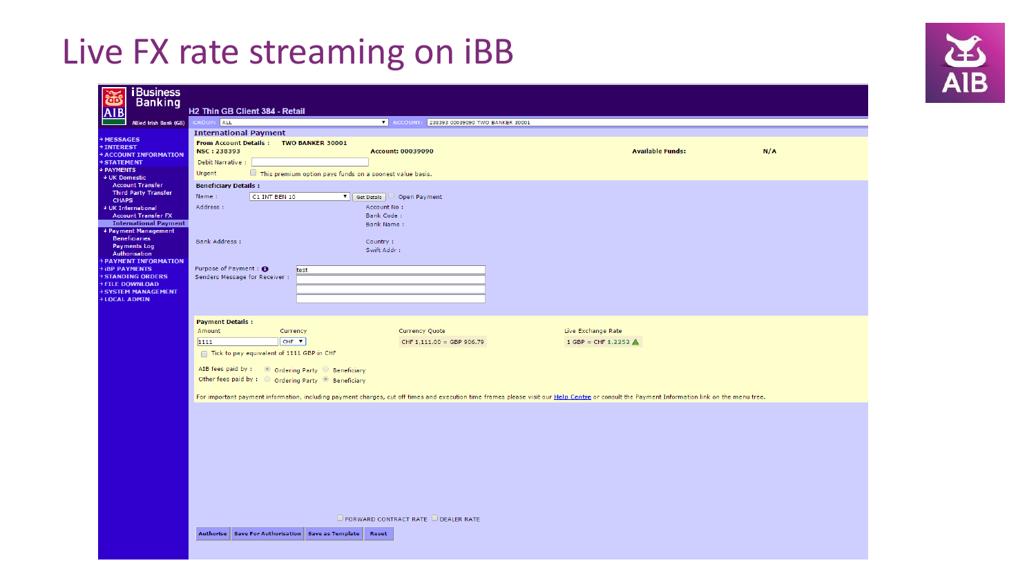# Live FX rate streaming on iBB

AIB

iBusiness Banking

Allied Irish Bank (GB)

H2 Thin GB Client 384 - Retail

GROUP: ALL ACCOUNT: 238393 00039090 TWO BANKER 30001

- MESSAGES
- INTEREST
- ACCOUNT INFORMATION
- STATEMENT
- PAYMENTS
  - UK Domestic
    - Account Transfer
    - Third Party Transfer
    - CHAPS
  - UK International
    - Account Transfer FX
    - International Payment
  - Payment Management
    - Beneficiaries
    - Payments Log
    - Authorisation
- PAYMENT INFORMATION
- iBP PAYMENTS
- STANDING ORDERS
- FILE DOWNLOAD
- SYSTEM MANAGEMENT
- LOCAL ADMIN

**International Payment**

**From Account Details :** TWO BANKER 30001

NSC : 238393 Account: 00039090 Available Funds: N/A

Debit Narrative :

Urgent: This premium option pays funds on a soonest value basis.

**Beneficiary Details :**

Name : C1 INT BEN 10 Get Details Open Payment

Address : Account No : Bank Code : Bank Name :

Bank Address : Country : Swift Addr :

Purpose of Payment : test

Senders Message for Receiver :

**Payment Details :**

| Amount | Currency | Currency Quote | Live Exchange Rate |
|---|---|---|---|
| 1111 | CHF | CHF 1,111.00 = GBP 906.79 | 1 GBP = CHF 1.2252 |

Tick to pay equivalent of 1111 GBP in CHF

AIB fees paid by : Ordering Party Beneficiary

Other fees paid by : Ordering Party Beneficiary

For important payment information, including payment charges, cut off times and execution time frames please visit our Help Centre or consult the Payment Information link on the menu tree.

FORWARD CONTRACT RATE DEALER RATE

Authorise | Save For Authorisation | Save as Template | Reset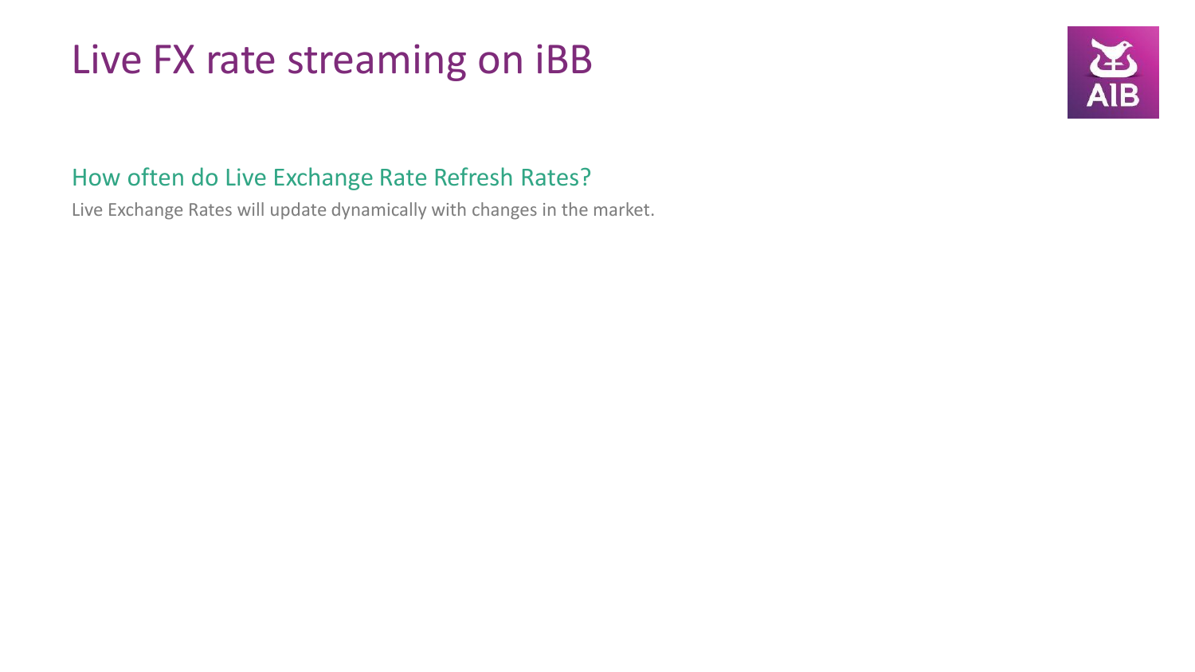# Live FX rate streaming on iBB

## How often do Live Exchange Rate Refresh Rates?

Live Exchange Rates will update dynamically with changes in the market.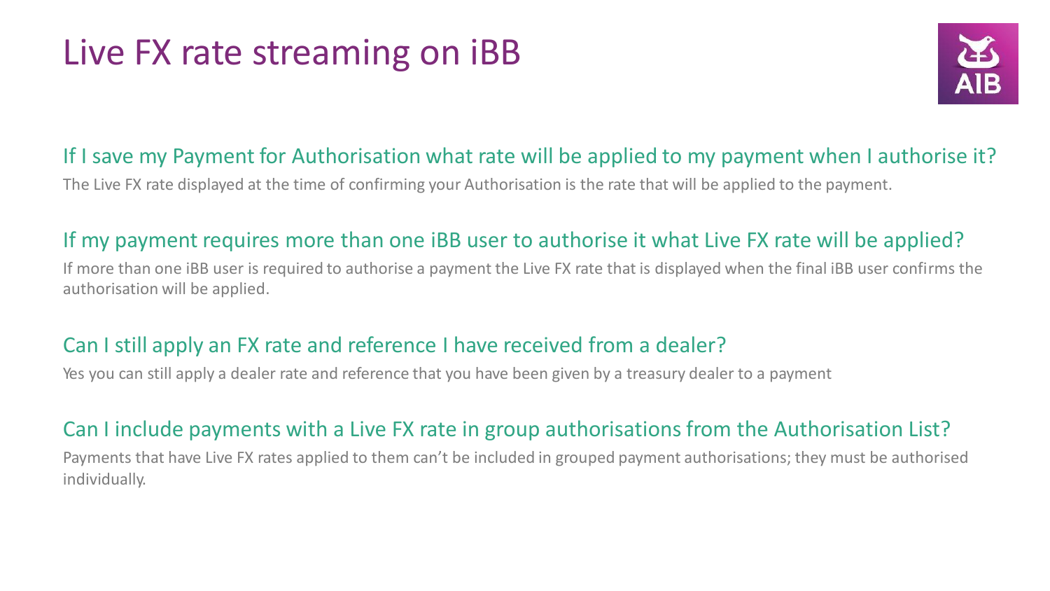# Live FX rate streaming on iBB

## If I save my Payment for Authorisation what rate will be applied to my payment when I authorise it?

The Live FX rate displayed at the time of confirming your Authorisation is the rate that will be applied to the payment.

## If my payment requires more than one iBB user to authorise it what Live FX rate will be applied?

If more than one iBB user is required to authorise a payment the Live FX rate that is displayed when the final iBB user confirms the authorisation will be applied.

## Can I still apply an FX rate and reference I have received from a dealer?

Yes you can still apply a dealer rate and reference that you have been given by a treasury dealer to a payment

## Can I include payments with a Live FX rate in group authorisations from the Authorisation List?

Payments that have Live FX rates applied to them can't be included in grouped payment authorisations; they must be authorised individually.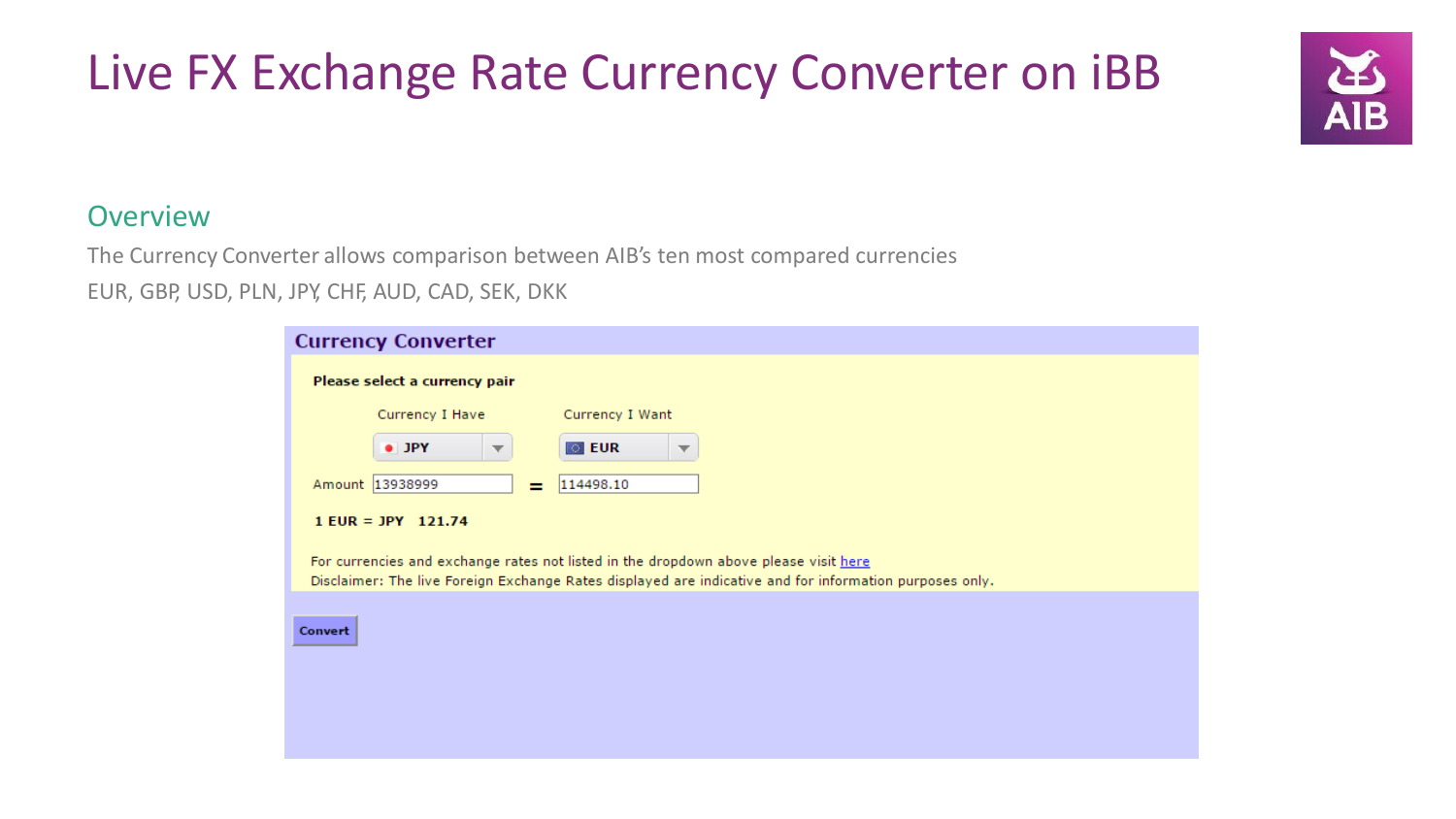# Live FX Exchange Rate Currency Converter on iBB

## Overview

The Currency Converter allows comparison between AIB's ten most compared currencies

EUR, GBP, USD, PLN, JPY, CHF, AUD, CAD, SEK, DKK

### Currency Converter

**Please select a currency pair**

Currency I Have: JPY

Currency I Want: EUR

Amount 13938999 = 114498.10

**1 EUR = JPY 121.74**

For currencies and exchange rates not listed in the dropdown above please visit here

Disclaimer: The live Foreign Exchange Rates displayed are indicative and for information purposes only.

**Convert**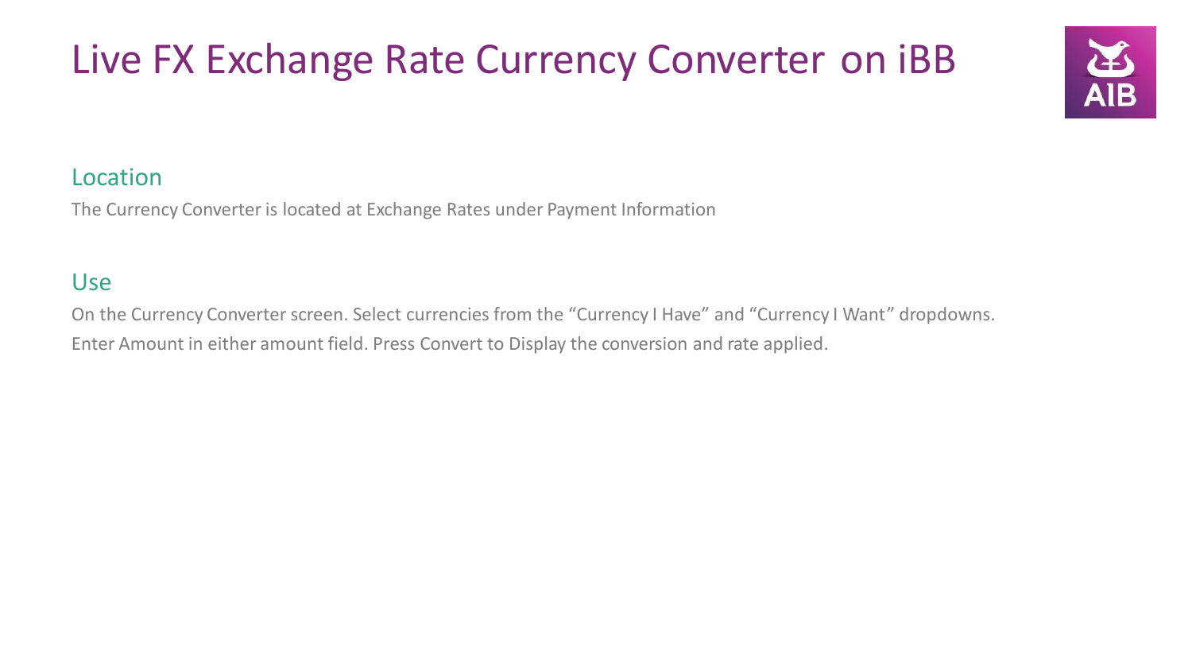# Live FX Exchange Rate Currency Converter on iBB

## Location

The Currency Converter is located at Exchange Rates under Payment Information

## Use

On the Currency Converter screen. Select currencies from the "Currency I Have" and "Currency I Want" dropdowns.
Enter Amount in either amount field. Press Convert to Display the conversion and rate applied.